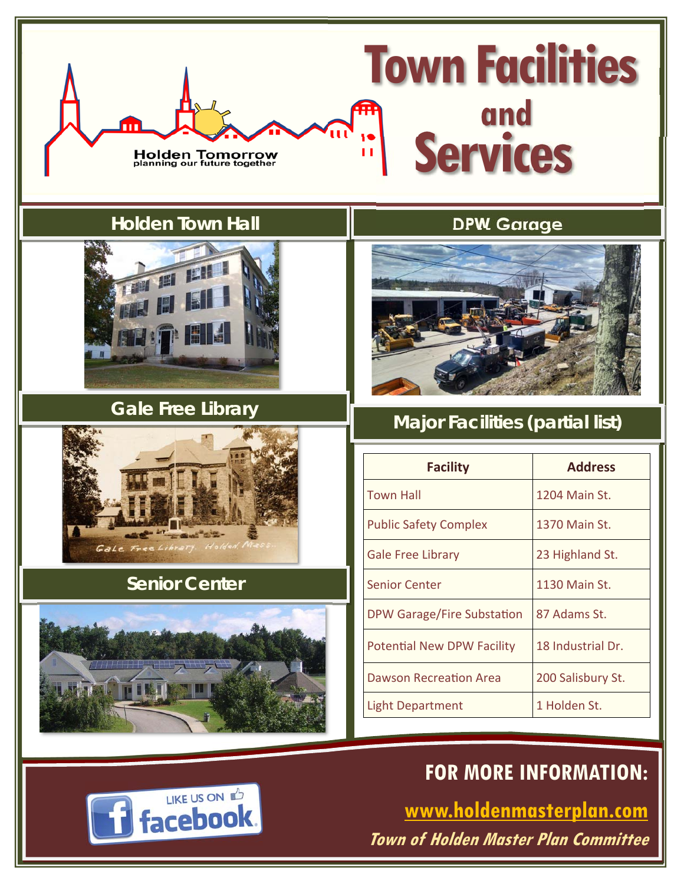Holden Tomorrow
planning our future together

# Town Facilities and Services

## Holden Town Hall

## DPW Garage

## Gale Free Library

## Major Facilities (partial list)

| Facility | Address |
|---|---|
| Town Hall | 1204 Main St. |
| Public Safety Complex | 1370 Main St. |
| Gale Free Library | 23 Highland St. |
| Senior Center | 1130 Main St. |
| DPW Garage/Fire Substation | 87 Adams St. |
| Potential New DPW Facility | 18 Industrial Dr. |
| Dawson Recreation Area | 200 Salisbury St. |
| Light Department | 1 Holden St. |

## Senior Center

LIKE US ON facebook

**FOR MORE INFORMATION:**

**www.holdenmasterplan.com**

***Town of Holden Master Plan Committee***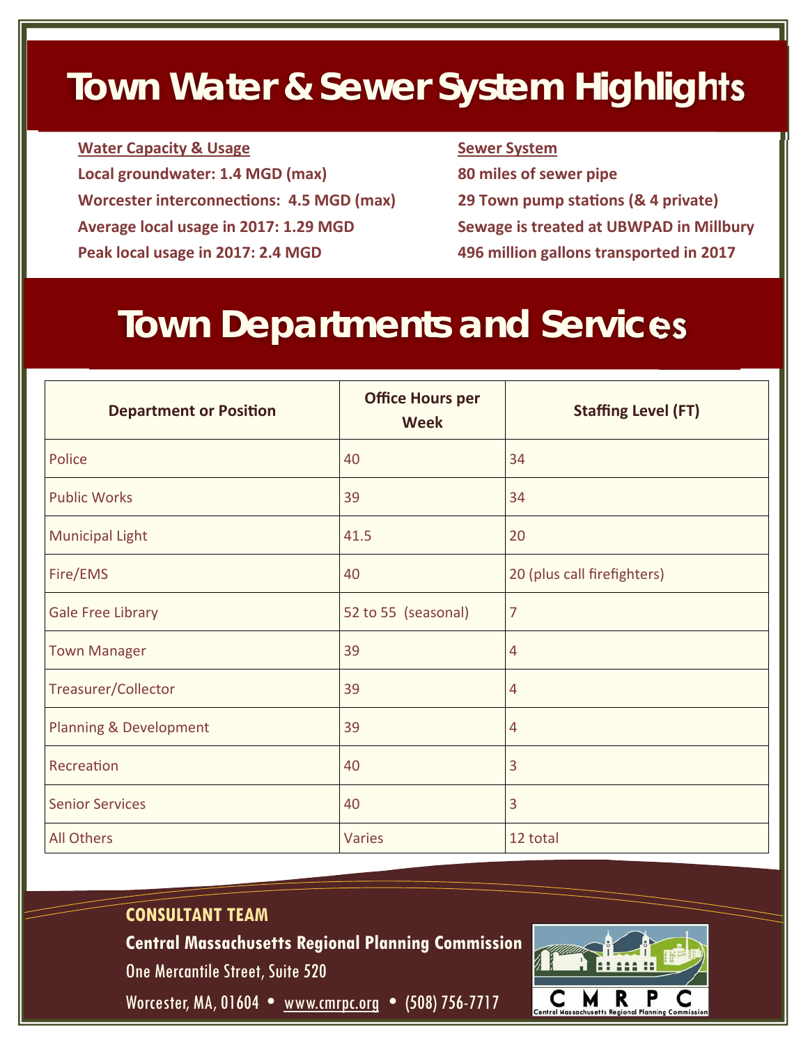# Town Water & Sewer System Highlights

**Water Capacity & Usage**

**Local groundwater: 1.4 MGD (max)**

**Worcester interconnections: 4.5 MGD (max)**

**Average local usage in 2017: 1.29 MGD**

**Peak local usage in 2017: 2.4 MGD**

**Sewer System**

**80 miles of sewer pipe**

**29 Town pump stations (& 4 private)**

**Sewage is treated at UBWPAD in Millbury**

**496 million gallons transported in 2017**

# Town Departments and Services

| Department or Position | Office Hours per Week | Staffing Level (FT) |
|---|---|---|
| Police | 40 | 34 |
| Public Works | 39 | 34 |
| Municipal Light | 41.5 | 20 |
| Fire/EMS | 40 | 20 (plus call firefighters) |
| Gale Free Library | 52 to 55 (seasonal) | 7 |
| Town Manager | 39 | 4 |
| Treasurer/Collector | 39 | 4 |
| Planning & Development | 39 | 4 |
| Recreation | 40 | 3 |
| Senior Services | 40 | 3 |
| All Others | Varies | 12 total |

**CONSULTANT TEAM**

**Central Massachusetts Regional Planning Commission**

One Mercantile Street, Suite 520

Worcester, MA, 01604 • www.cmrpc.org • (508) 756-7717

CMRPC
Central Massachusetts Regional Planning Commission